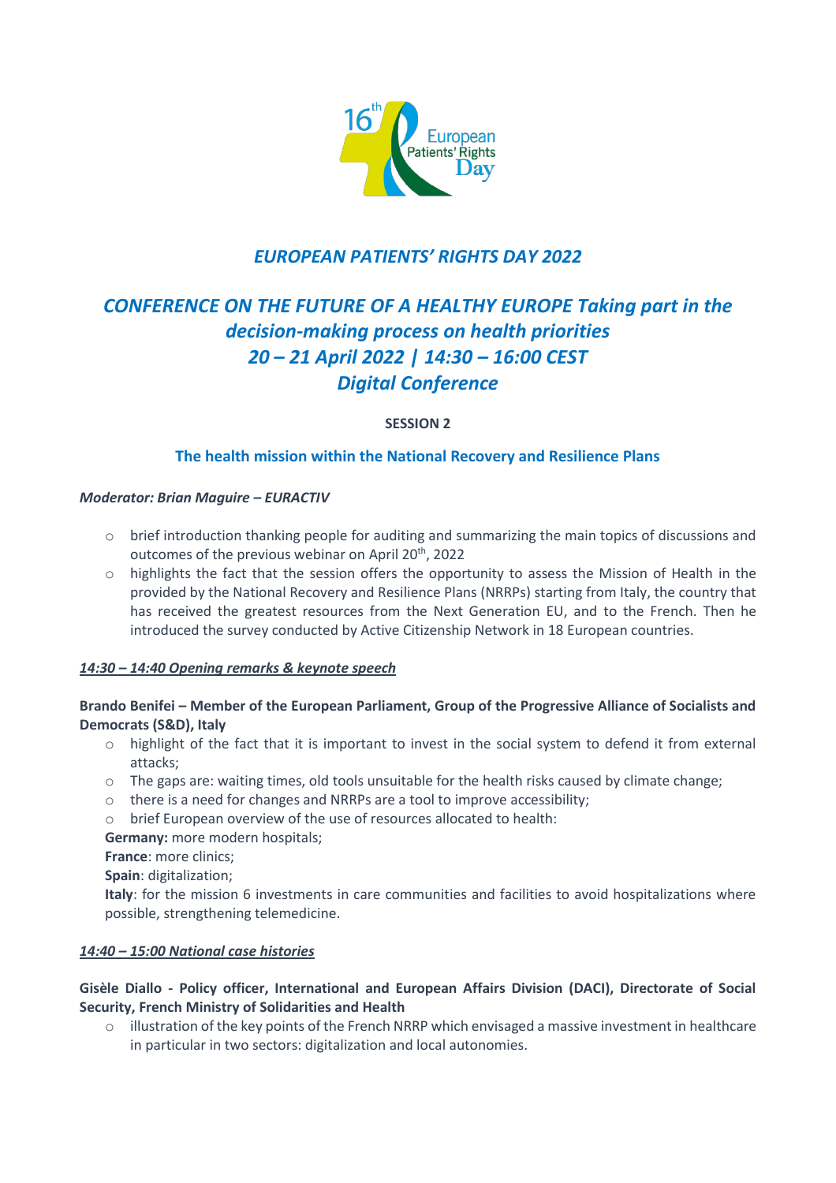## *EUROPEAN PATIENTS' RIGHTS DAY 2022*

## *CONFERENCE ON THE FUTURE OF A HEALTHY EUROPE Taking part in the decision-making process on health priorities 20 – 21 April 2022 | 14:30 – 16:00 CEST Digital Conference*

**SESSION 2**

### The health mission within the National Recovery and Resilience Plans

***Moderator: Brian Maguire – EURACTIV***

- brief introduction thanking people for auditing and summarizing the main topics of discussions and outcomes of the previous webinar on April 20th, 2022
- highlights the fact that the session offers the opportunity to assess the Mission of Health in the provided by the National Recovery and Resilience Plans (NRRPs) starting from Italy, the country that has received the greatest resources from the Next Generation EU, and to the French. Then he introduced the survey conducted by Active Citizenship Network in 18 European countries.

***14:30 – 14:40 Opening remarks & keynote speech***

**Brando Benifei – Member of the European Parliament, Group of the Progressive Alliance of Socialists and Democrats (S&D), Italy**

- highlight of the fact that it is important to invest in the social system to defend it from external attacks;
- The gaps are: waiting times, old tools unsuitable for the health risks caused by climate change;
- there is a need for changes and NRRPs are a tool to improve accessibility;
- brief European overview of the use of resources allocated to health:

**Germany:** more modern hospitals;
**France**: more clinics;
**Spain**: digitalization;
**Italy**: for the mission 6 investments in care communities and facilities to avoid hospitalizations where possible, strengthening telemedicine.

***14:40 – 15:00 National case histories***

**Gisèle Diallo - Policy officer, International and European Affairs Division (DACI), Directorate of Social Security, French Ministry of Solidarities and Health**

- illustration of the key points of the French NRRP which envisaged a massive investment in healthcare in particular in two sectors: digitalization and local autonomies.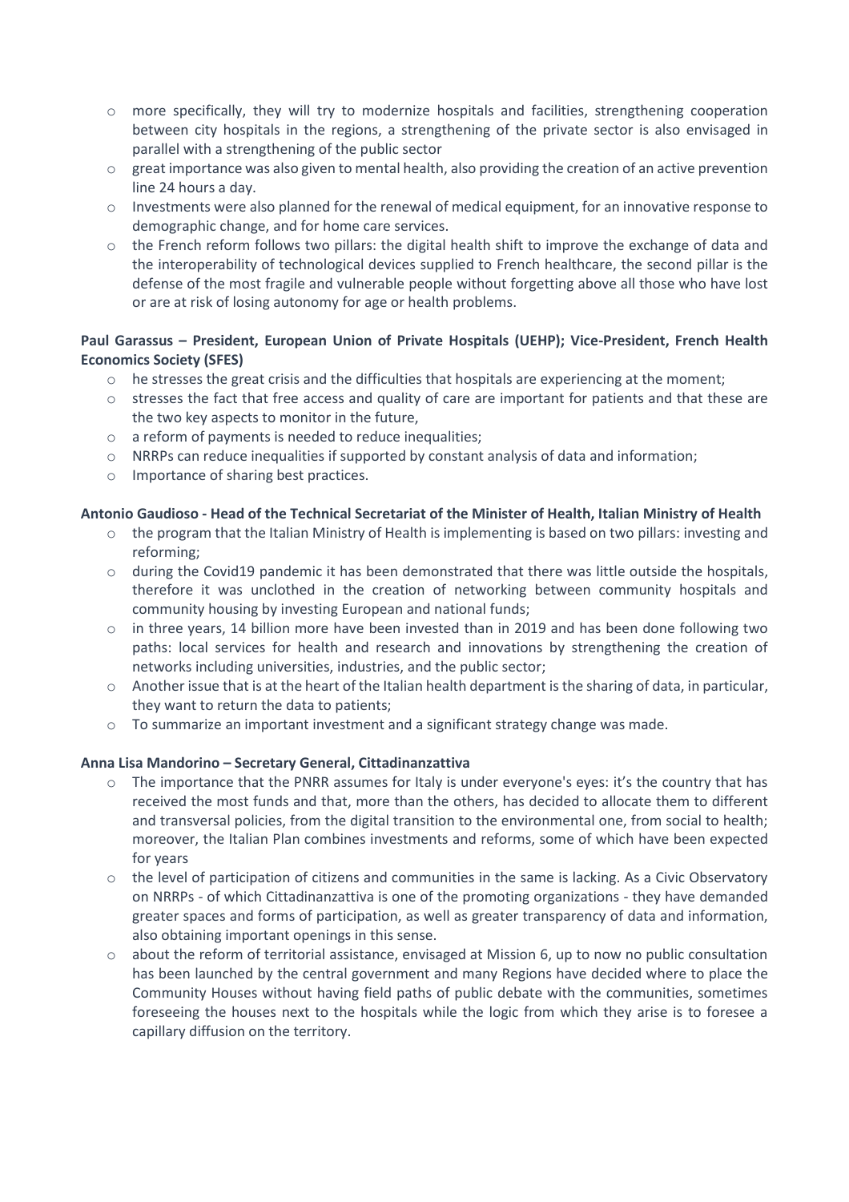- more specifically, they will try to modernize hospitals and facilities, strengthening cooperation between city hospitals in the regions, a strengthening of the private sector is also envisaged in parallel with a strengthening of the public sector
- great importance was also given to mental health, also providing the creation of an active prevention line 24 hours a day.
- Investments were also planned for the renewal of medical equipment, for an innovative response to demographic change, and for home care services.
- the French reform follows two pillars: the digital health shift to improve the exchange of data and the interoperability of technological devices supplied to French healthcare, the second pillar is the defense of the most fragile and vulnerable people without forgetting above all those who have lost or are at risk of losing autonomy for age or health problems.

**Paul Garassus – President, European Union of Private Hospitals (UEHP); Vice-President, French Health Economics Society (SFES)**

- he stresses the great crisis and the difficulties that hospitals are experiencing at the moment;
- stresses the fact that free access and quality of care are important for patients and that these are the two key aspects to monitor in the future,
- a reform of payments is needed to reduce inequalities;
- NRRPs can reduce inequalities if supported by constant analysis of data and information;
- Importance of sharing best practices.

**Antonio Gaudioso - Head of the Technical Secretariat of the Minister of Health, Italian Ministry of Health**

- the program that the Italian Ministry of Health is implementing is based on two pillars: investing and reforming;
- during the Covid19 pandemic it has been demonstrated that there was little outside the hospitals, therefore it was unclothed in the creation of networking between community hospitals and community housing by investing European and national funds;
- in three years, 14 billion more have been invested than in 2019 and has been done following two paths: local services for health and research and innovations by strengthening the creation of networks including universities, industries, and the public sector;
- Another issue that is at the heart of the Italian health department is the sharing of data, in particular, they want to return the data to patients;
- To summarize an important investment and a significant strategy change was made.

**Anna Lisa Mandorino – Secretary General, Cittadinanzattiva**

- The importance that the PNRR assumes for Italy is under everyone's eyes: it's the country that has received the most funds and that, more than the others, has decided to allocate them to different and transversal policies, from the digital transition to the environmental one, from social to health; moreover, the Italian Plan combines investments and reforms, some of which have been expected for years
- the level of participation of citizens and communities in the same is lacking. As a Civic Observatory on NRRPs - of which Cittadinanzattiva is one of the promoting organizations - they have demanded greater spaces and forms of participation, as well as greater transparency of data and information, also obtaining important openings in this sense.
- about the reform of territorial assistance, envisaged at Mission 6, up to now no public consultation has been launched by the central government and many Regions have decided where to place the Community Houses without having field paths of public debate with the communities, sometimes foreseeing the houses next to the hospitals while the logic from which they arise is to foresee a capillary diffusion on the territory.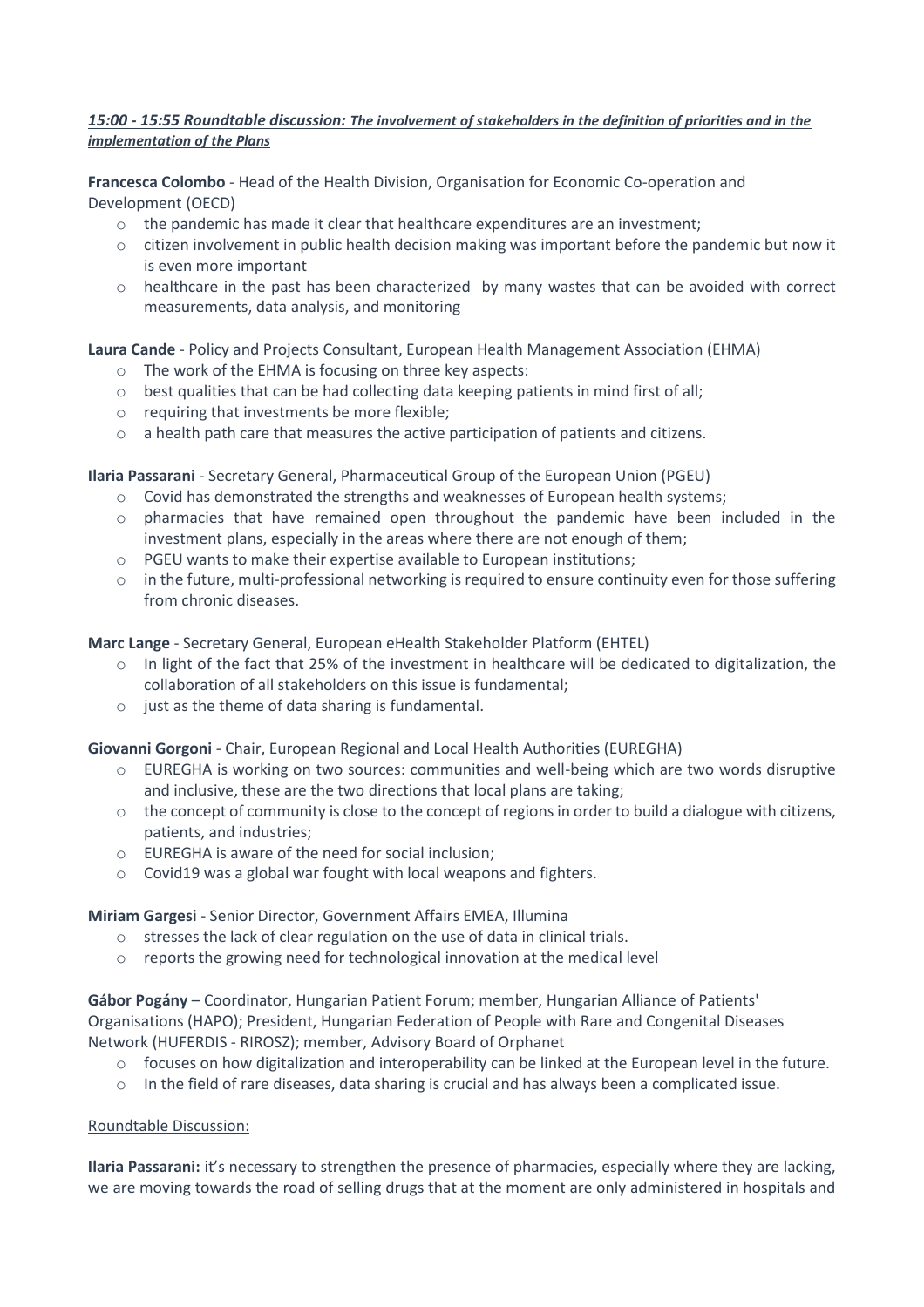***15:00 - 15:55 Roundtable discussion: The involvement of stakeholders in the definition of priorities and in the implementation of the Plans***

**Francesca Colombo** - Head of the Health Division, Organisation for Economic Co-operation and Development (OECD)

- the pandemic has made it clear that healthcare expenditures are an investment;
- citizen involvement in public health decision making was important before the pandemic but now it is even more important
- healthcare in the past has been characterized by many wastes that can be avoided with correct measurements, data analysis, and monitoring

**Laura Cande** - Policy and Projects Consultant, European Health Management Association (EHMA)

- The work of the EHMA is focusing on three key aspects:
- best qualities that can be had collecting data keeping patients in mind first of all;
- requiring that investments be more flexible;
- a health path care that measures the active participation of patients and citizens.

**Ilaria Passarani** - Secretary General, Pharmaceutical Group of the European Union (PGEU)

- Covid has demonstrated the strengths and weaknesses of European health systems;
- pharmacies that have remained open throughout the pandemic have been included in the investment plans, especially in the areas where there are not enough of them;
- PGEU wants to make their expertise available to European institutions;
- in the future, multi-professional networking is required to ensure continuity even for those suffering from chronic diseases.

**Marc Lange** - Secretary General, European eHealth Stakeholder Platform (EHTEL)

- In light of the fact that 25% of the investment in healthcare will be dedicated to digitalization, the collaboration of all stakeholders on this issue is fundamental;
- just as the theme of data sharing is fundamental.

**Giovanni Gorgoni** - Chair, European Regional and Local Health Authorities (EUREGHA)

- EUREGHA is working on two sources: communities and well-being which are two words disruptive and inclusive, these are the two directions that local plans are taking;
- the concept of community is close to the concept of regions in order to build a dialogue with citizens, patients, and industries;
- EUREGHA is aware of the need for social inclusion;
- Covid19 was a global war fought with local weapons and fighters.

**Miriam Gargesi** - Senior Director, Government Affairs EMEA, Illumina

- stresses the lack of clear regulation on the use of data in clinical trials.
- reports the growing need for technological innovation at the medical level

**Gábor Pogány** – Coordinator, Hungarian Patient Forum; member, Hungarian Alliance of Patients' Organisations (HAPO); President, Hungarian Federation of People with Rare and Congenital Diseases Network (HUFERDIS - RIROSZ); member, Advisory Board of Orphanet

- focuses on how digitalization and interoperability can be linked at the European level in the future.
- In the field of rare diseases, data sharing is crucial and has always been a complicated issue.

<u>Roundtable Discussion:</u>

**Ilaria Passarani:** it's necessary to strengthen the presence of pharmacies, especially where they are lacking, we are moving towards the road of selling drugs that at the moment are only administered in hospitals and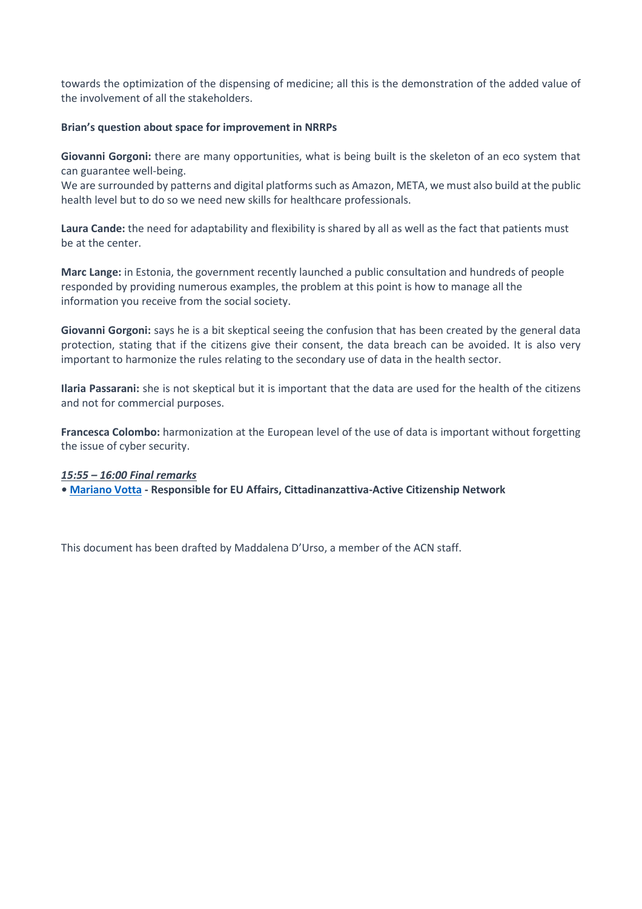towards the optimization of the dispensing of medicine; all this is the demonstration of the added value of the involvement of all the stakeholders.

**Brian's question about space for improvement in NRRPs**

**Giovanni Gorgoni:** there are many opportunities, what is being built is the skeleton of an eco system that can guarantee well-being.
We are surrounded by patterns and digital platforms such as Amazon, META, we must also build at the public health level but to do so we need new skills for healthcare professionals.

**Laura Cande:** the need for adaptability and flexibility is shared by all as well as the fact that patients must be at the center.

**Marc Lange:** in Estonia, the government recently launched a public consultation and hundreds of people responded by providing numerous examples, the problem at this point is how to manage all the information you receive from the social society.

**Giovanni Gorgoni:** says he is a bit skeptical seeing the confusion that has been created by the general data protection, stating that if the citizens give their consent, the data breach can be avoided. It is also very important to harmonize the rules relating to the secondary use of data in the health sector.

**Ilaria Passarani:** she is not skeptical but it is important that the data are used for the health of the citizens and not for commercial purposes.

**Francesca Colombo:** harmonization at the European level of the use of data is important without forgetting the issue of cyber security.

***15:55 – 16:00 Final remarks***

- **Mariano Votta - Responsible for EU Affairs, Cittadinanzattiva-Active Citizenship Network**

This document has been drafted by Maddalena D'Urso, a member of the ACN staff.